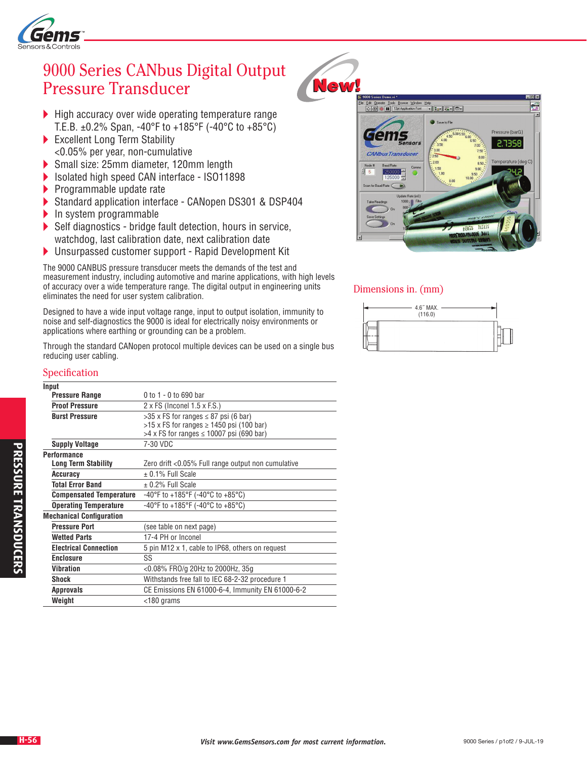# 9000 Series CANbus Digital Output Pressure Transducer

- High accuracy over wide operating temperature range T.E.B. ±0.2% Span, -40°F to +185°F (-40°C to +85°C)
- Excellent Long Term Stability <0.05% per year, non-cumulative
- Small size: 25mm diameter, 120mm length
- Isolated high speed CAN interface - ISO11898
- Programmable update rate
- Standard application interface - CANopen DS301 & DSP404
- In system programmable
- Self diagnostics - bridge fault detection, hours in service, watchdog, last calibration date, next calibration date
- Unsurpassed customer support - Rapid Development Kit

The 9000 CANBUS pressure transducer meets the demands of the test and measurement industry, including automotive and marine applications, with high levels of accuracy over a wide temperature range. The digital output in engineering units eliminates the need for user system calibration.

Designed to have a wide input voltage range, input to output isolation, immunity to noise and self-diagnostics the 9000 is ideal for electrically noisy environments or applications where earthing or grounding can be a problem.

Through the standard CANopen protocol multiple devices can be used on a single bus reducing user cabling.

## Dimensions in. (mm)

4.6˝ MAX. (116.0)

## Specification

| | |
|---|---|
| **Input** | |
| **Pressure Range** | 0 to 1 - 0 to 690 bar |
| **Proof Pressure** | 2 x FS (Inconel 1.5 x F.S.) |
| **Burst Pressure** | >35 x FS for ranges ≤ 87 psi (6 bar)<br>>15 x FS for ranges ≥ 1450 psi (100 bar)<br>>4 x FS for ranges ≤ 10007 psi (690 bar) |
| **Supply Voltage** | 7-30 VDC |
| **Performance** | |
| **Long Term Stability** | Zero drift <0.05% Full range output non cumulative |
| **Accuracy** | ± 0.1% Full Scale |
| **Total Error Band** | ± 0.2% Full Scale |
| **Compensated Temperature** | -40°F to +185°F (-40°C to +85°C) |
| **Operating Temperature** | -40°F to +185°F (-40°C to +85°C) |
| **Mechanical Configuration** | |
| **Pressure Port** | (see table on next page) |
| **Wetted Parts** | 17-4 PH or Inconel |
| **Electrical Connection** | 5 pin M12 x 1, cable to IP68, others on request |
| **Enclosure** | SS |
| **Vibration** | <0.08% FRO/g 20Hz to 2000Hz, 35g |
| **Shock** | Withstands free fall to IEC 68-2-32 procedure 1 |
| **Approvals** | CE Emissions EN 61000-6-4, Immunity EN 61000-6-2 |
| **Weight** | <180 grams |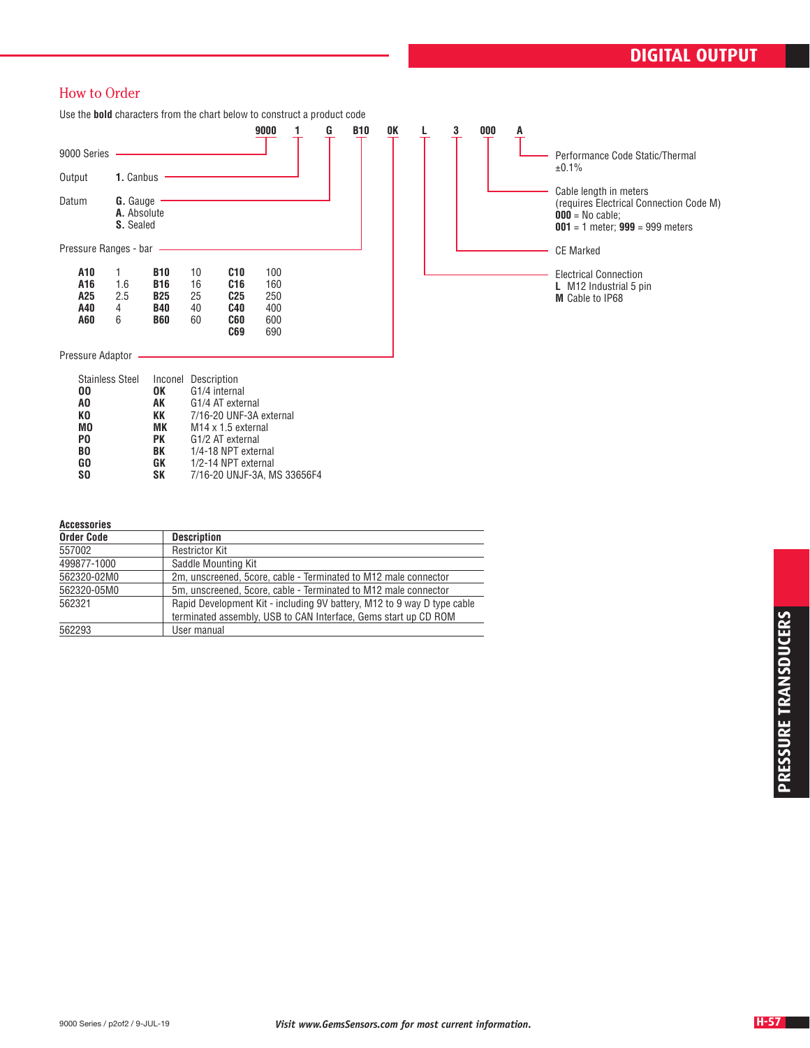# DIGITAL OUTPUT

## How to Order

Use the **bold** characters from the chart below to construct a product code

**9000** **1** **G** **B10** **0K** **L** **3** **000** **A**

- **9000 Series**
- **Output**: **1.** Canbus
- **Datum**: **G.** Gauge; **A.** Absolute; **S.** Sealed
- **Pressure Ranges - bar**

| | | | | | |
|---|---|---|---|---|---|
| **A10** | 1 | **B10** | 10 | **C10** | 100 |
| **A16** | 1.6 | **B16** | 16 | **C16** | 160 |
| **A25** | 2.5 | **B25** | 25 | **C25** | 250 |
| **A40** | 4 | **B40** | 40 | **C40** | 400 |
| **A60** | 6 | **B60** | 60 | **C60** | 600 |
| | | | | **C69** | 690 |

- **Pressure Adaptor**

| Stainless Steel | Inconel | Description |
|---|---|---|
| **00** | **0K** | G1/4 internal |
| **A0** | **AK** | G1/4 AT external |
| **K0** | **KK** | 7/16-20 UNF-3A external |
| **M0** | **MK** | M14 x 1.5 external |
| **P0** | **PK** | G1/2 AT external |
| **B0** | **BK** | 1/4-18 NPT external |
| **G0** | **GK** | 1/2-14 NPT external |
| **S0** | **SK** | 7/16-20 UNJF-3A, MS 33656F4 |

- **Electrical Connection**: **L** M12 Industrial 5 pin; **M** Cable to IP68
- **CE Marked**
- **Cable length in meters** (requires Electrical Connection Code M): **000** = No cable; **001** = 1 meter; **999** = 999 meters
- **Performance Code Static/Thermal**: ±0.1%

### Accessories

| Order Code | Description |
|---|---|
| 557002 | Restrictor Kit |
| 499877-1000 | Saddle Mounting Kit |
| 562320-02M0 | 2m, unscreened, 5core, cable - Terminated to M12 male connector |
| 562320-05M0 | 5m, unscreened, 5core, cable - Terminated to M12 male connector |
| 562321 | Rapid Development Kit - including 9V battery, M12 to 9 way D type cable terminated assembly, USB to CAN Interface, Gems start up CD ROM |
| 562293 | User manual |

*Visit www.GemsSensors.com for most current information.*